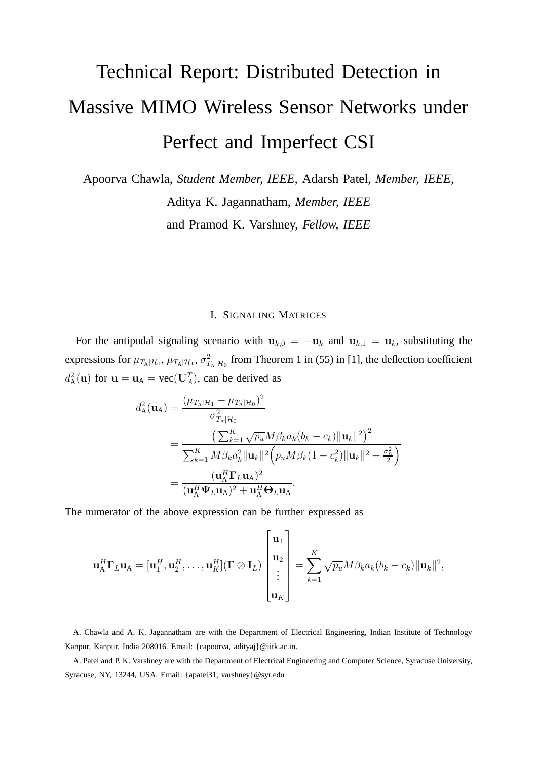# Technical Report: Distributed Detection in Massive MIMO Wireless Sensor Networks under Perfect and Imperfect CSI

Apoorva Chawla, *Student Member, IEEE,* Adarsh Patel, *Member, IEEE,* Aditya K. Jagannatham, *Member, IEEE* and Pramod K. Varshney, *Fellow, IEEE*

## I. Signaling Matrices

For the antipodal signaling scenario with $\mathbf{u}_{k,0} = -\mathbf{u}_k$ and $\mathbf{u}_{k,1} = \mathbf{u}_k$, substituting the expressions for $\mu_{T_{\rm A}|\mathcal{H}_0}$, $\mu_{T_{\rm A}|\mathcal{H}_1}$, $\sigma^2_{T_{\rm A}|\mathcal{H}_0}$ from Theorem 1 in (55) in [1], the deflection coefficient $d^2_{\rm A}(\mathbf{u})$ for $\mathbf{u} = \mathbf{u}_{\rm A} = \text{vec}(\mathbf{U}_A^T)$, can be derived as

$$
\begin{aligned}
d^2_{\rm A}(\mathbf{u}_{\rm A}) &= \frac{(\mu_{T_{\rm A}|\mathcal{H}_1} - \mu_{T_{\rm A}|\mathcal{H}_0})^2}{\sigma^2_{T_{\rm A}|\mathcal{H}_0}} \\
&= \frac{\left(\sum_{k=1}^{K} \sqrt{p_u} M \beta_k a_k (b_k - c_k) \|\mathbf{u}_k\|^2\right)^2}{\sum_{k=1}^{K} M \beta_k a_k^2 \|\mathbf{u}_k\|^2 \left(p_u M \beta_k (1 - c_k^2) \|\mathbf{u}_k\|^2 + \frac{\sigma_n^2}{2}\right)} \\
&= \frac{(\mathbf{u}_{\rm A}^H \boldsymbol{\Gamma}_L \mathbf{u}_{\rm A})^2}{(\mathbf{u}_{\rm A}^H \boldsymbol{\Psi}_L \mathbf{u}_{\rm A})^2 + \mathbf{u}_{\rm A}^H \boldsymbol{\Theta}_L \mathbf{u}_{\rm A}}.
\end{aligned}
$$

The numerator of the above expression can be further expressed as

$$
\mathbf{u}_{\rm A}^H \boldsymbol{\Gamma}_L \mathbf{u}_{\rm A} = [\mathbf{u}_1^H, \mathbf{u}_2^H, \ldots, \mathbf{u}_K^H](\boldsymbol{\Gamma} \otimes \mathbf{I}_L) \begin{bmatrix} \mathbf{u}_1 \\ \mathbf{u}_2 \\ \vdots \\ \mathbf{u}_K \end{bmatrix} = \sum_{k=1}^{K} \sqrt{p_u} M \beta_k a_k (b_k - c_k) \|\mathbf{u}_k\|^2,
$$

A. Chawla and A. K. Jagannatham are with the Department of Electrical Engineering, Indian Institute of Technology Kanpur, Kanpur, India 208016. Email: {capoorva, adityaj}@iitk.ac.in.

A. Patel and P. K. Varshney are with the Department of Electrical Engineering and Computer Science, Syracuse University, Syracuse, NY, 13244, USA. Email: {apatel31, varshney}@syr.edu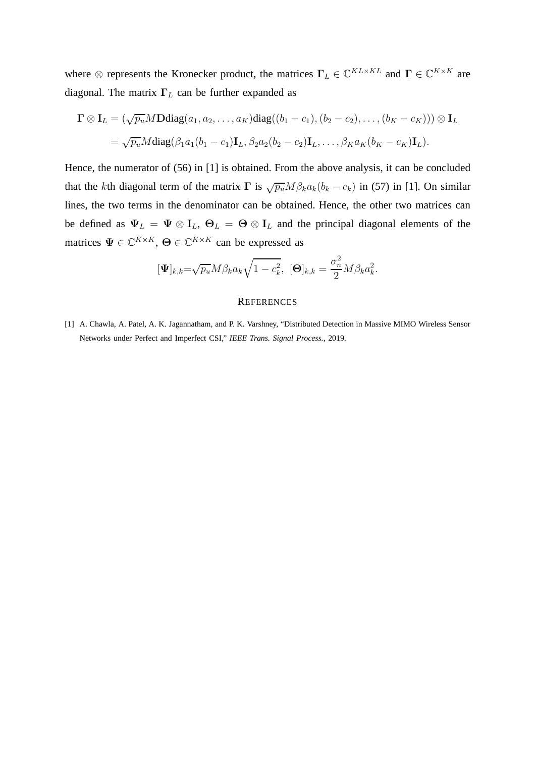where $\otimes$ represents the Kronecker product, the matrices $\mathbf{\Gamma}_L \in \mathbb{C}^{KL \times KL}$ and $\mathbf{\Gamma} \in \mathbb{C}^{K \times K}$ are diagonal. The matrix $\mathbf{\Gamma}_L$ can be further expanded as

$$
\begin{aligned}
\mathbf{\Gamma} \otimes \mathbf{I}_L &= (\sqrt{p_u} M \mathbf{D} \text{diag}(a_1, a_2, \ldots, a_K) \text{diag}((b_1 - c_1), (b_2 - c_2), \ldots, (b_K - c_K))) \otimes \mathbf{I}_L \\
&= \sqrt{p_u} M \text{diag}(\beta_1 a_1 (b_1 - c_1) \mathbf{I}_L, \beta_2 a_2 (b_2 - c_2) \mathbf{I}_L, \ldots, \beta_K a_K (b_K - c_K) \mathbf{I}_L).
\end{aligned}
$$

Hence, the numerator of (56) in [1] is obtained. From the above analysis, it can be concluded that the $k$th diagonal term of the matrix $\mathbf{\Gamma}$ is $\sqrt{p_u} M \beta_k a_k (b_k - c_k)$ in (57) in [1]. On similar lines, the two terms in the denominator can be obtained. Hence, the other two matrices can be defined as $\mathbf{\Psi}_L = \mathbf{\Psi} \otimes \mathbf{I}_L$, $\mathbf{\Theta}_L = \mathbf{\Theta} \otimes \mathbf{I}_L$ and the principal diagonal elements of the matrices $\mathbf{\Psi} \in \mathbb{C}^{K \times K}$, $\mathbf{\Theta} \in \mathbb{C}^{K \times K}$ can be expressed as

$$
[\mathbf{\Psi}]_{k,k} = \sqrt{p_u} M \beta_k a_k \sqrt{1 - c_k^2}, \;\; [\mathbf{\Theta}]_{k,k} = \frac{\sigma_n^2}{2} M \beta_k a_k^2.
$$

## References

[1] A. Chawla, A. Patel, A. K. Jagannatham, and P. K. Varshney, "Distributed Detection in Massive MIMO Wireless Sensor Networks under Perfect and Imperfect CSI," *IEEE Trans. Signal Process.*, 2019.